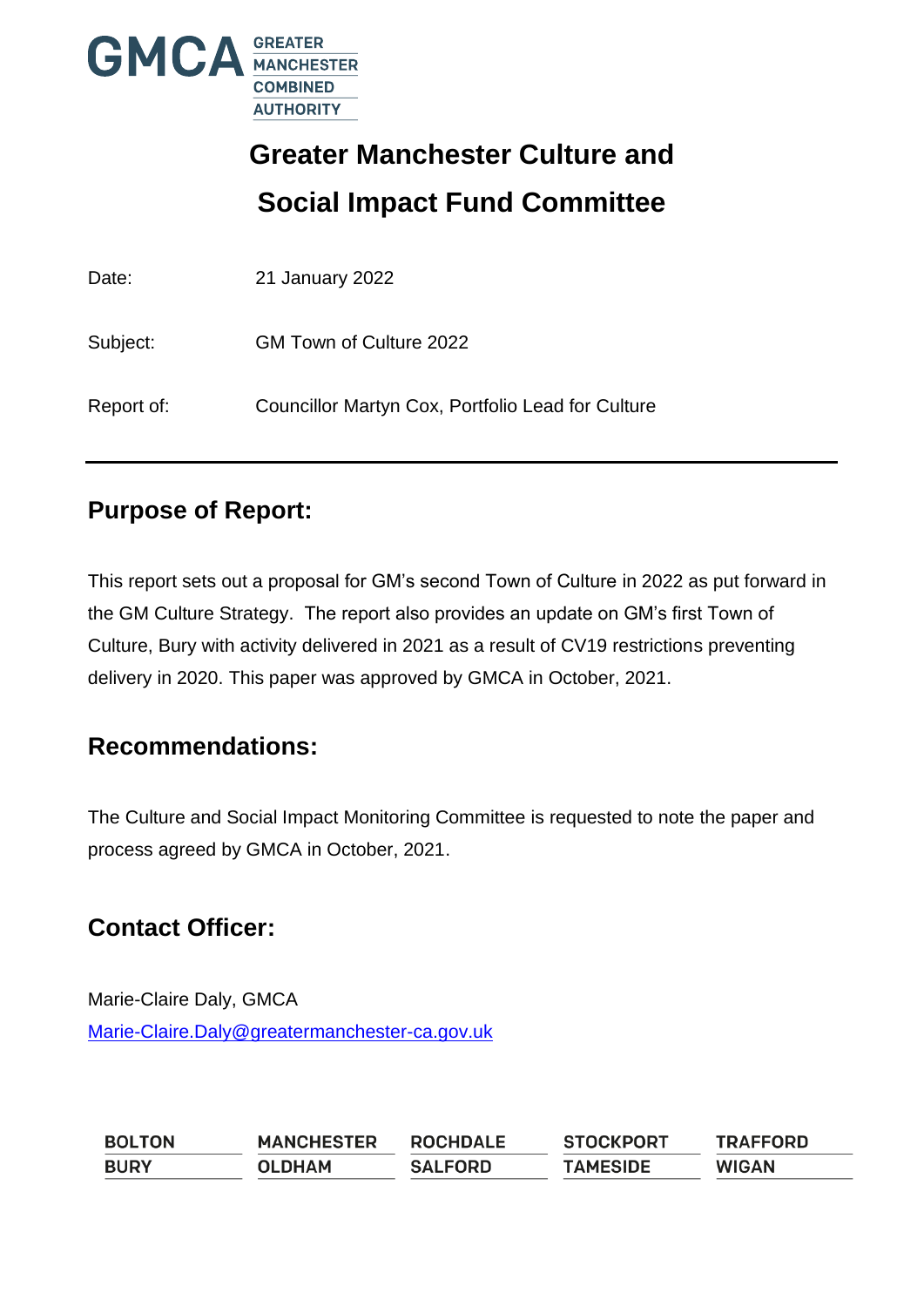GMCA GREATER MANCHESTER COMBINED AUTHORITY

# Greater Manchester Culture and Social Impact Fund Committee

Date: 21 January 2022

Subject: GM Town of Culture 2022

Report of: Councillor Martyn Cox, Portfolio Lead for Culture

---

## Purpose of Report:

This report sets out a proposal for GM's second Town of Culture in 2022 as put forward in the GM Culture Strategy. The report also provides an update on GM's first Town of Culture, Bury with activity delivered in 2021 as a result of CV19 restrictions preventing delivery in 2020. This paper was approved by GMCA in October, 2021.

## Recommendations:

The Culture and Social Impact Monitoring Committee is requested to note the paper and process agreed by GMCA in October, 2021.

## Contact Officer:

Marie-Claire Daly, GMCA
Marie-Claire.Daly@greatermanchester-ca.gov.uk

BOLTON MANCHESTER ROCHDALE STOCKPORT TRAFFORD
BURY OLDHAM SALFORD TAMESIDE WIGAN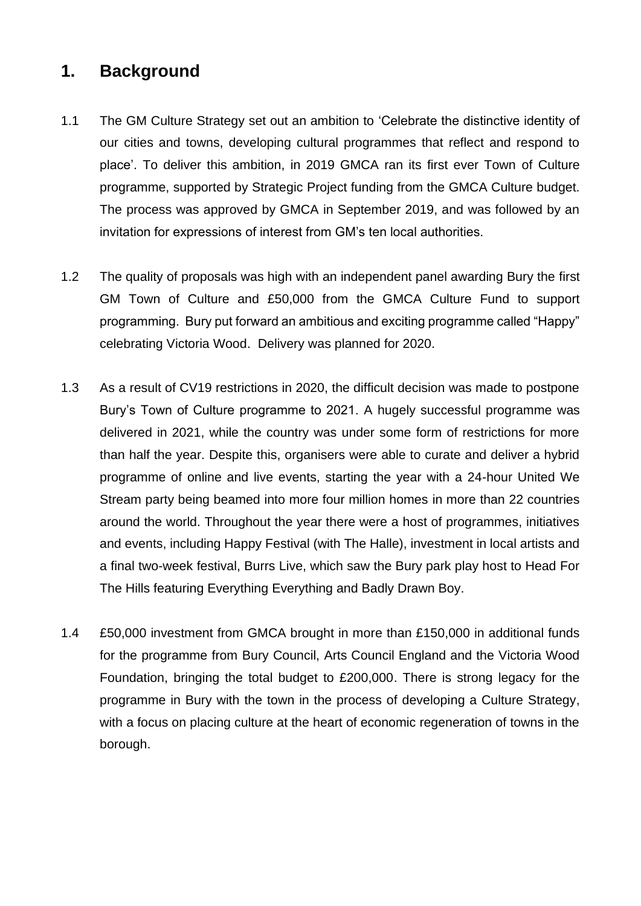## 1. Background

1.1 The GM Culture Strategy set out an ambition to 'Celebrate the distinctive identity of our cities and towns, developing cultural programmes that reflect and respond to place'. To deliver this ambition, in 2019 GMCA ran its first ever Town of Culture programme, supported by Strategic Project funding from the GMCA Culture budget. The process was approved by GMCA in September 2019, and was followed by an invitation for expressions of interest from GM's ten local authorities.

1.2 The quality of proposals was high with an independent panel awarding Bury the first GM Town of Culture and £50,000 from the GMCA Culture Fund to support programming. Bury put forward an ambitious and exciting programme called "Happy" celebrating Victoria Wood. Delivery was planned for 2020.

1.3 As a result of CV19 restrictions in 2020, the difficult decision was made to postpone Bury's Town of Culture programme to 2021. A hugely successful programme was delivered in 2021, while the country was under some form of restrictions for more than half the year. Despite this, organisers were able to curate and deliver a hybrid programme of online and live events, starting the year with a 24-hour United We Stream party being beamed into more four million homes in more than 22 countries around the world. Throughout the year there were a host of programmes, initiatives and events, including Happy Festival (with The Halle), investment in local artists and a final two-week festival, Burrs Live, which saw the Bury park play host to Head For The Hills featuring Everything Everything and Badly Drawn Boy.

1.4 £50,000 investment from GMCA brought in more than £150,000 in additional funds for the programme from Bury Council, Arts Council England and the Victoria Wood Foundation, bringing the total budget to £200,000. There is strong legacy for the programme in Bury with the town in the process of developing a Culture Strategy, with a focus on placing culture at the heart of economic regeneration of towns in the borough.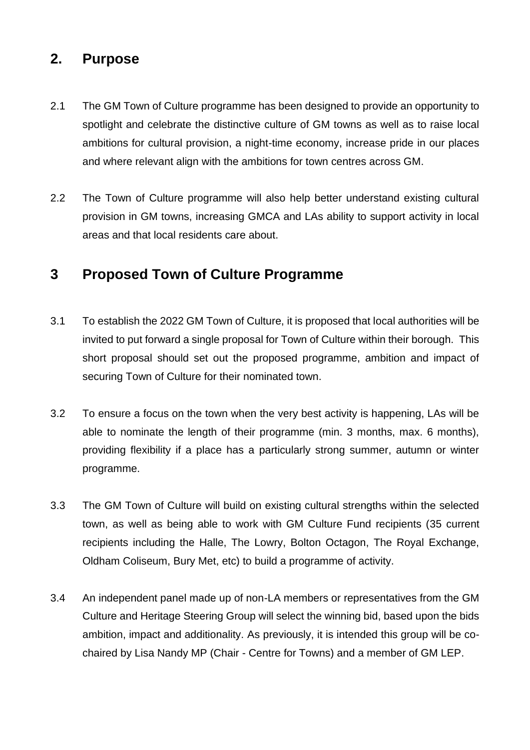## 2. Purpose

2.1 The GM Town of Culture programme has been designed to provide an opportunity to spotlight and celebrate the distinctive culture of GM towns as well as to raise local ambitions for cultural provision, a night-time economy, increase pride in our places and where relevant align with the ambitions for town centres across GM.

2.2 The Town of Culture programme will also help better understand existing cultural provision in GM towns, increasing GMCA and LAs ability to support activity in local areas and that local residents care about.

## 3 Proposed Town of Culture Programme

3.1 To establish the 2022 GM Town of Culture, it is proposed that local authorities will be invited to put forward a single proposal for Town of Culture within their borough. This short proposal should set out the proposed programme, ambition and impact of securing Town of Culture for their nominated town.

3.2 To ensure a focus on the town when the very best activity is happening, LAs will be able to nominate the length of their programme (min. 3 months, max. 6 months), providing flexibility if a place has a particularly strong summer, autumn or winter programme.

3.3 The GM Town of Culture will build on existing cultural strengths within the selected town, as well as being able to work with GM Culture Fund recipients (35 current recipients including the Halle, The Lowry, Bolton Octagon, The Royal Exchange, Oldham Coliseum, Bury Met, etc) to build a programme of activity.

3.4 An independent panel made up of non-LA members or representatives from the GM Culture and Heritage Steering Group will select the winning bid, based upon the bids ambition, impact and additionality. As previously, it is intended this group will be co-chaired by Lisa Nandy MP (Chair - Centre for Towns) and a member of GM LEP.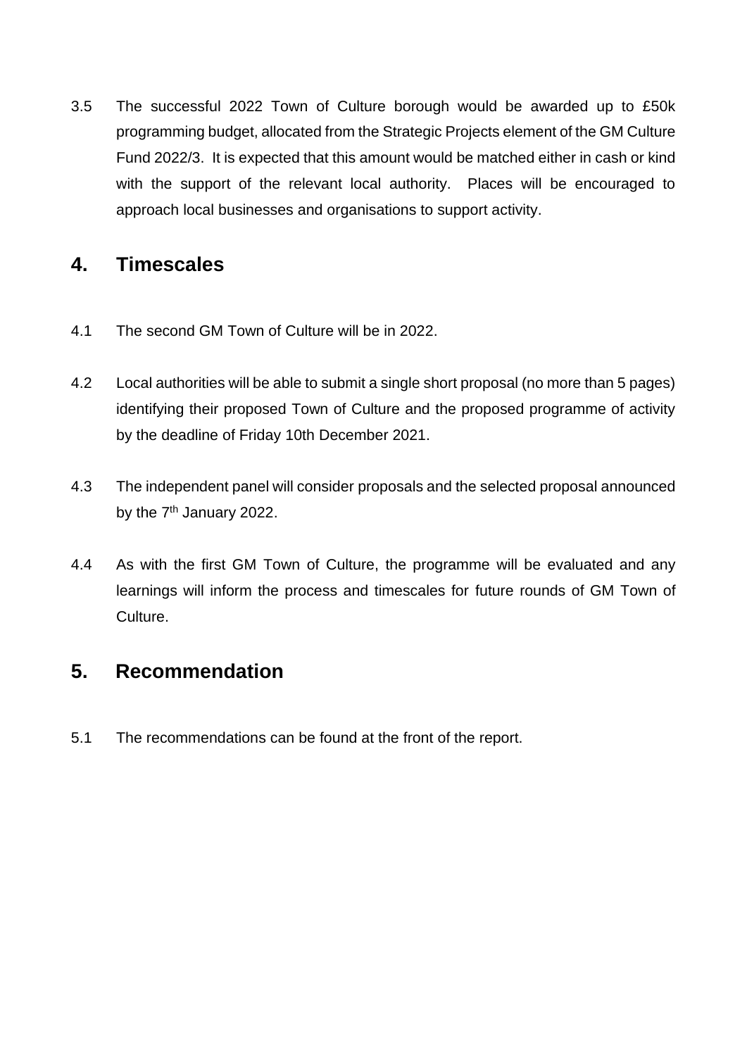3.5 The successful 2022 Town of Culture borough would be awarded up to £50k programming budget, allocated from the Strategic Projects element of the GM Culture Fund 2022/3. It is expected that this amount would be matched either in cash or kind with the support of the relevant local authority. Places will be encouraged to approach local businesses and organisations to support activity.

## 4. Timescales

4.1 The second GM Town of Culture will be in 2022.

4.2 Local authorities will be able to submit a single short proposal (no more than 5 pages) identifying their proposed Town of Culture and the proposed programme of activity by the deadline of Friday 10th December 2021.

4.3 The independent panel will consider proposals and the selected proposal announced by the 7th January 2022.

4.4 As with the first GM Town of Culture, the programme will be evaluated and any learnings will inform the process and timescales for future rounds of GM Town of Culture.

## 5. Recommendation

5.1 The recommendations can be found at the front of the report.